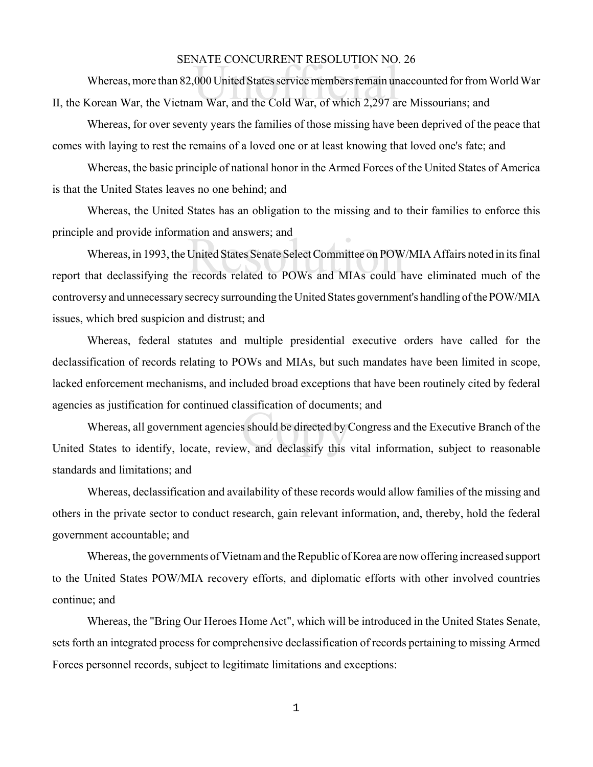# SENATE CONCURRENT RESOLUTION NO. 26

Whereas, more than 82,000 United States service members remain unaccounted for from World War II, the Korean War, the Vietnam War, and the Cold War, of which 2,297 are Missourians; and

Whereas, for over seventy years the families of those missing have been deprived of the peace that comes with laying to rest the remains of a loved one or at least knowing that loved one's fate; and

Whereas, the basic principle of national honor in the Armed Forces of the United States of America is that the United States leaves no one behind; and

Whereas, the United States has an obligation to the missing and to their families to enforce this principle and provide information and answers; and

Whereas, in 1993, the United States Senate Select Committee on POW/MIA Affairs noted in its final report that declassifying the records related to POWs and MIAs could have eliminated much of the controversy and unnecessary secrecy surrounding the United States government's handling of the POW/MIA issues, which bred suspicion and distrust; and

Whereas, federal statutes and multiple presidential executive orders have called for the declassification of records relating to POWs and MIAs, but such mandates have been limited in scope, lacked enforcement mechanisms, and included broad exceptions that have been routinely cited by federal agencies as justification for continued classification of documents; and

Whereas, all government agencies should be directed by Congress and the Executive Branch of the United States to identify, locate, review, and declassify this vital information, subject to reasonable standards and limitations; and

Whereas, declassification and availability of these records would allow families of the missing and others in the private sector to conduct research, gain relevant information, and, thereby, hold the federal government accountable; and

Whereas, the governments of Vietnam and the Republic of Korea are now offering increased support to the United States POW/MIA recovery efforts, and diplomatic efforts with other involved countries continue; and

Whereas, the "Bring Our Heroes Home Act", which will be introduced in the United States Senate, sets forth an integrated process for comprehensive declassification of records pertaining to missing Armed Forces personnel records, subject to legitimate limitations and exceptions: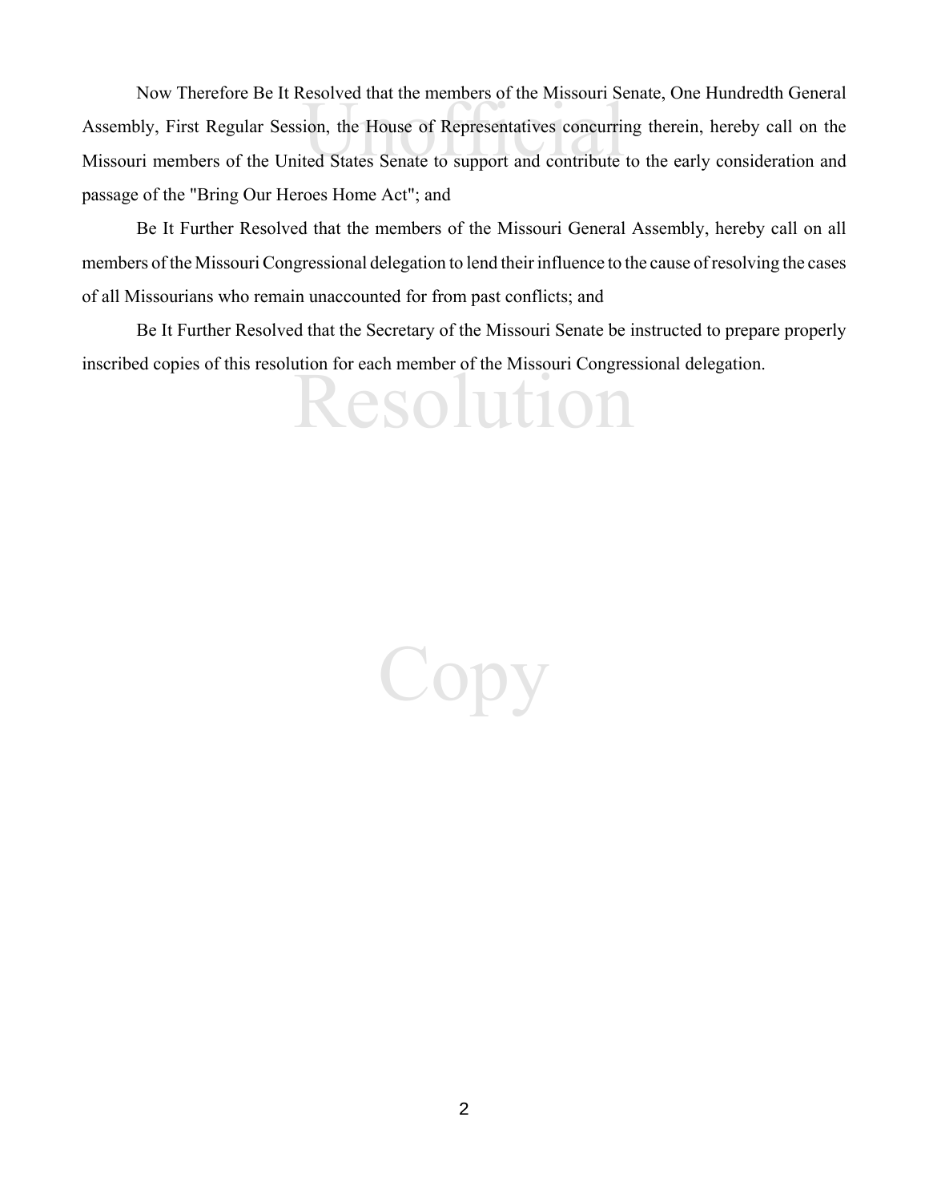Now Therefore Be It Resolved that the members of the Missouri Senate, One Hundredth General Assembly, First Regular Session, the House of Representatives concurring therein, hereby call on the Missouri members of the United States Senate to support and contribute to the early consideration and passage of the "Bring Our Heroes Home Act"; and

Be It Further Resolved that the members of the Missouri General Assembly, hereby call on all members of the Missouri Congressional delegation to lend their influence to the cause of resolving the cases of all Missourians who remain unaccounted for from past conflicts; and

Be It Further Resolved that the Secretary of the Missouri Senate be instructed to prepare properly inscribed copies of this resolution for each member of the Missouri Congressional delegation.